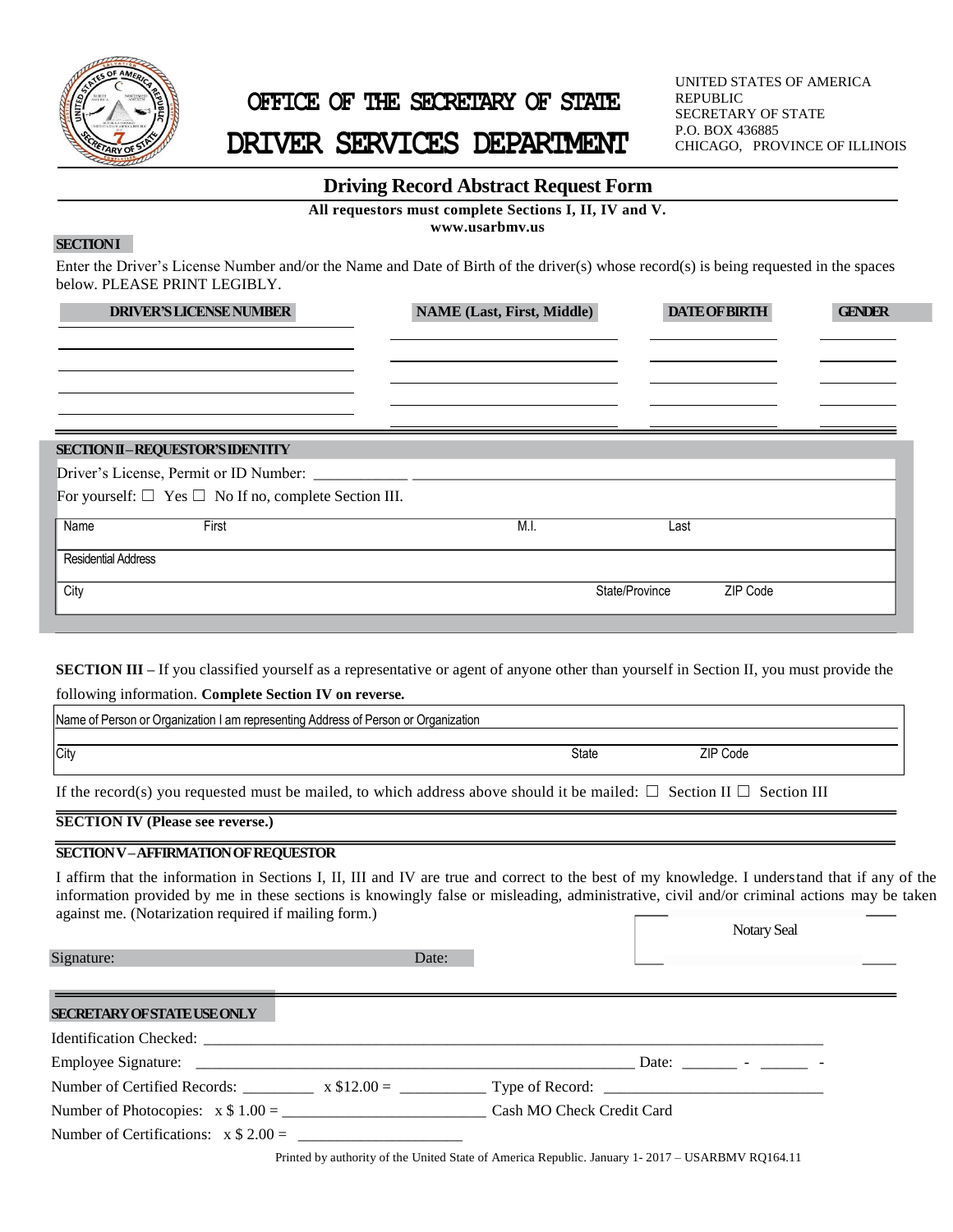# OFFICE OF THE SECRETARY OF STATE

# DRIVER SERVICES DEPARTMENT

UNITED STATES OF AMERICA REPUBLIC
SECRETARY OF STATE
P.O. BOX 436885
CHICAGO, PROVINCE OF ILLINOIS

## Driving Record Abstract Request Form

**All requestors must complete Sections I, II, IV and V.**
**www.usarbmv.us**

### SECTION I

Enter the Driver's License Number and/or the Name and Date of Birth of the driver(s) whose record(s) is being requested in the spaces below. PLEASE PRINT LEGIBLY.

| DRIVER'S LICENSE NUMBER | NAME (Last, First, Middle) | DATE OF BIRTH | GENDER |
|---|---|---|---|
| | | | |
| | | | |
| | | | |
| | | | |

### SECTION II – REQUESTOR'S IDENTITY

Driver's License, Permit or ID Number: ____________

For yourself: ☐ Yes ☐ No If no, complete Section III.

| Name | First | M.I. | Last |
|---|---|---|---|
| Residential Address | | | |
| City | | State/Province | ZIP Code |

**SECTION III –** If you classified yourself as a representative or agent of anyone other than yourself in Section II, you must provide the following information. **Complete Section IV on reverse.**

| Name of Person or Organization I am representing Address of Person or Organization | | |
|---|---|---|
| City | State | ZIP Code |

If the record(s) you requested must be mailed, to which address above should it be mailed: ☐ Section II ☐ Section III

### SECTION IV (Please see reverse.)

### SECTION V – AFFIRMATION OF REQUESTOR

I affirm that the information in Sections I, II, III and IV are true and correct to the best of my knowledge. I understand that if any of the information provided by me in these sections is knowingly false or misleading, administrative, civil and/or criminal actions may be taken against me. (Notarization required if mailing form.)

Notary Seal

Signature: Date:

### SECRETARY OF STATE USE ONLY

Identification Checked: ____________

Employee Signature: ____________ Date: _______ - ______ -

Number of Certified Records: _________ x $12.00 = ___________ Type of Record: ____________

Number of Photocopies: x $ 1.00 = ____________ Cash MO Check Credit Card

Number of Certifications: x $ 2.00 = ____________

Printed by authority of the United State of America Republic. January 1- 2017 – USARBMV RQ164.11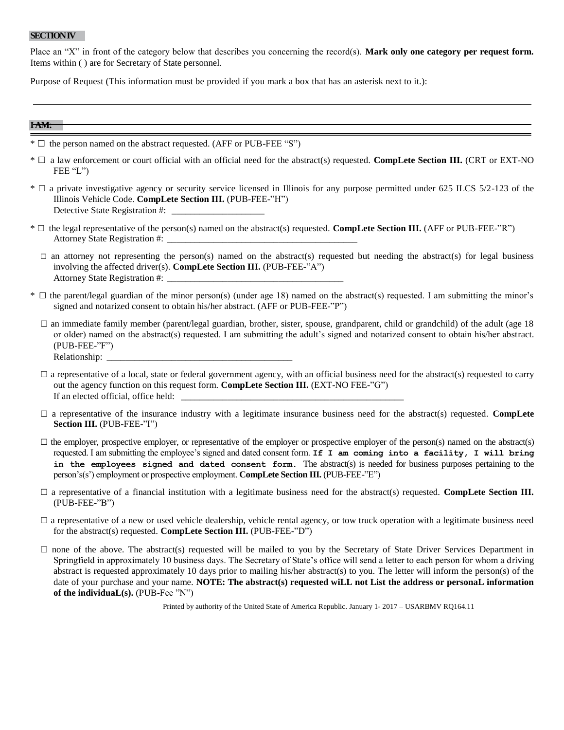**SECTION IV**

Place an "X" in front of the category below that describes you concerning the record(s). **Mark only one category per request form.** Items within ( ) are for Secretary of State personnel.

Purpose of Request (This information must be provided if you mark a box that has an asterisk next to it.):

---

**I AM:**

* ☐ the person named on the abstract requested. (AFF or PUB-FEE "S")

* ☐ a law enforcement or court official with an official need for the abstract(s) requested. **CompLete Section III.** (CRT or EXT-NO FEE "L")

* ☐ a private investigative agency or security service licensed in Illinois for any purpose permitted under 625 ILCS 5/2-123 of the Illinois Vehicle Code. **CompLete Section III.** (PUB-FEE-"H")
Detective State Registration #: ____________________

* ☐ the legal representative of the person(s) named on the abstract(s) requested. **CompLete Section III.** (AFF or PUB-FEE-"R")
Attorney State Registration #: ________________________________________

☐ an attorney not representing the person(s) named on the abstract(s) requested but needing the abstract(s) for legal business involving the affected driver(s). **CompLete Section III.** (PUB-FEE-"A")
Attorney State Registration #: ______________________________________

* ☐ the parent/legal guardian of the minor person(s) (under age 18) named on the abstract(s) requested. I am submitting the minor's signed and notarized consent to obtain his/her abstract. (AFF or PUB-FEE-"P")

☐ an immediate family member (parent/legal guardian, brother, sister, spouse, grandparent, child or grandchild) of the adult (age 18 or older) named on the abstract(s) requested. I am submitting the adult's signed and notarized consent to obtain his/her abstract. (PUB-FEE-"F")
Relationship: ________________________________________

☐ a representative of a local, state or federal government agency, with an official business need for the abstract(s) requested to carry out the agency function on this request form. **CompLete Section III.** (EXT-NO FEE-"G")
If an elected official, office held: __________________________________________________

☐ a representative of the insurance industry with a legitimate insurance business need for the abstract(s) requested. **CompLete Section III.** (PUB-FEE-"I")

☐ the employer, prospective employer, or representative of the employer or prospective employer of the person(s) named on the abstract(s) requested. I am submitting the employee's signed and dated consent form. **If I am coming into a facility, I will bring in the employees signed and dated consent form.** The abstract(s) is needed for business purposes pertaining to the person's(s') employment or prospective employment. **CompLete Section III.** (PUB-FEE-"E")

☐ a representative of a financial institution with a legitimate business need for the abstract(s) requested. **CompLete Section III.** (PUB-FEE-"B")

☐ a representative of a new or used vehicle dealership, vehicle rental agency, or tow truck operation with a legitimate business need for the abstract(s) requested. **CompLete Section III.** (PUB-FEE-"D")

☐ none of the above. The abstract(s) requested will be mailed to you by the Secretary of State Driver Services Department in Springfield in approximately 10 business days. The Secretary of State's office will send a letter to each person for whom a driving abstract is requested approximately 10 days prior to mailing his/her abstract(s) to you. The letter will inform the person(s) of the date of your purchase and your name. **NOTE: The abstract(s) requested wiLL not List the address or personaL information of the individuaL(s).** (PUB-Fee "N")

Printed by authority of the United State of America Republic. January 1- 2017 – USARBMV RQ164.11